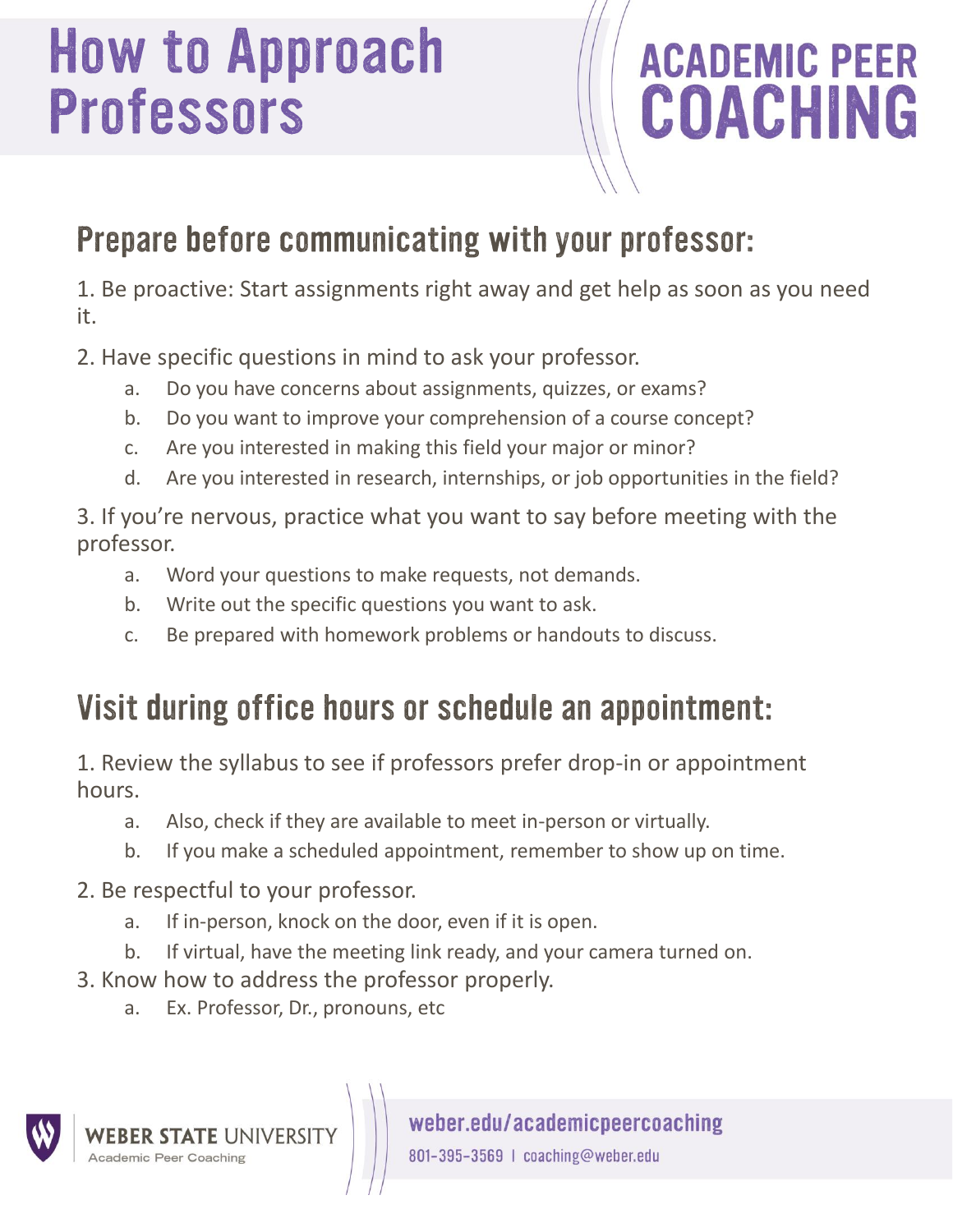# How to Approach Professors

ACADEMIC PEER COACHING

## Prepare before communicating with your professor:

1. Be proactive: Start assignments right away and get help as soon as you need it.
2. Have specific questions in mind to ask your professor.
   a. Do you have concerns about assignments, quizzes, or exams?
   b. Do you want to improve your comprehension of a course concept?
   c. Are you interested in making this field your major or minor?
   d. Are you interested in research, internships, or job opportunities in the field?
3. If you're nervous, practice what you want to say before meeting with the professor.
   a. Word your questions to make requests, not demands.
   b. Write out the specific questions you want to ask.
   c. Be prepared with homework problems or handouts to discuss.

## Visit during office hours or schedule an appointment:

1. Review the syllabus to see if professors prefer drop-in or appointment hours.
   a. Also, check if they are available to meet in-person or virtually.
   b. If you make a scheduled appointment, remember to show up on time.
2. Be respectful to your professor.
   a. If in-person, knock on the door, even if it is open.
   b. If virtual, have the meeting link ready, and your camera turned on.
3. Know how to address the professor properly.
   a. Ex. Professor, Dr., pronouns, etc

WEBER STATE UNIVERSITY
Academic Peer Coaching

weber.edu/academicpeercoaching
801-395-3569 | coaching@weber.edu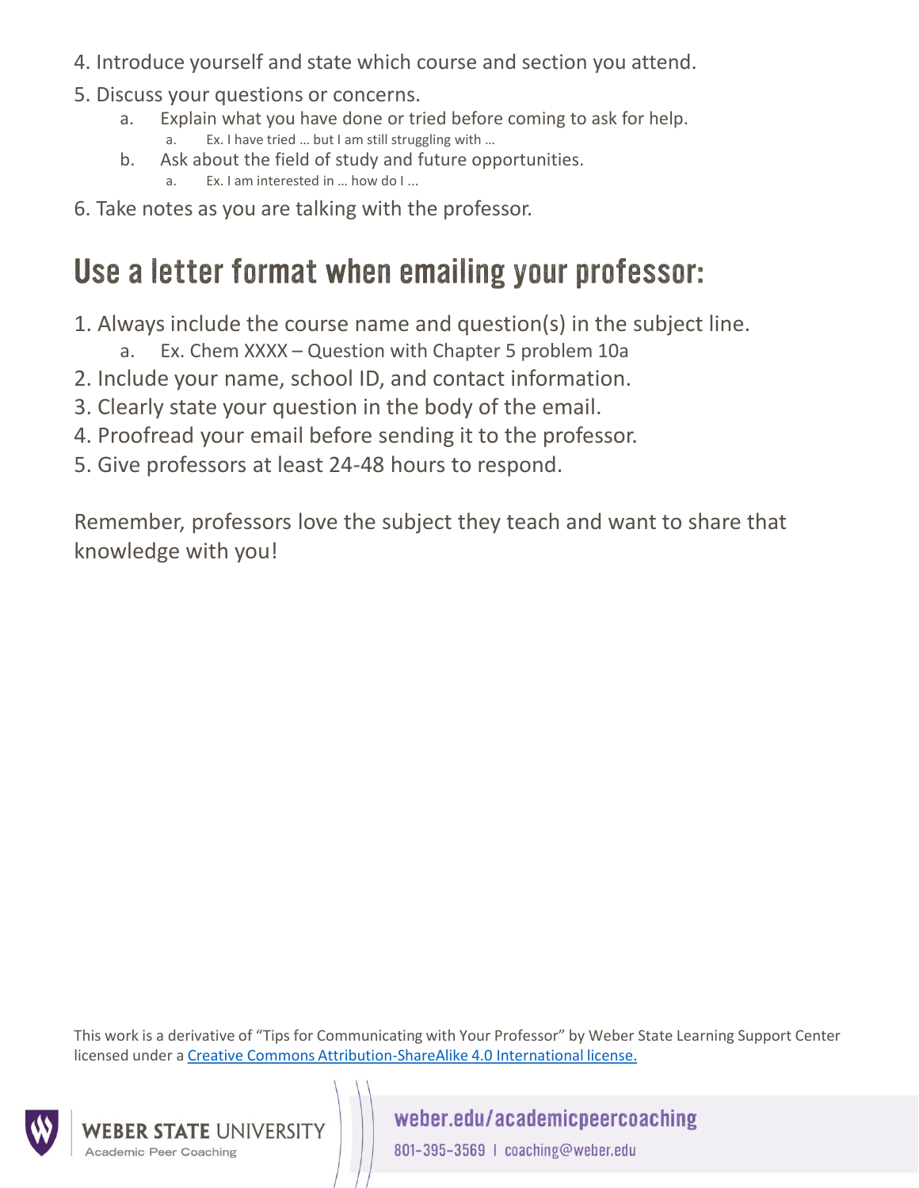4. Introduce yourself and state which course and section you attend.
5. Discuss your questions or concerns.
   a. Explain what you have done or tried before coming to ask for help.
      a. Ex. I have tried … but I am still struggling with …
   b. Ask about the field of study and future opportunities.
      a. Ex. I am interested in … how do I …
6. Take notes as you are talking with the professor.

## Use a letter format when emailing your professor:

1. Always include the course name and question(s) in the subject line.
   a. Ex. Chem XXXX – Question with Chapter 5 problem 10a
2. Include your name, school ID, and contact information.
3. Clearly state your question in the body of the email.
4. Proofread your email before sending it to the professor.
5. Give professors at least 24-48 hours to respond.

Remember, professors love the subject they teach and want to share that knowledge with you!

This work is a derivative of "Tips for Communicating with Your Professor" by Weber State Learning Support Center licensed under a [Creative Commons Attribution-ShareAlike 4.0 International license.](https://creativecommons.org/licenses/by-sa/4.0/)

WEBER STATE UNIVERSITY
Academic Peer Coaching

weber.edu/academicpeercoaching
801-395-3569 | coaching@weber.edu